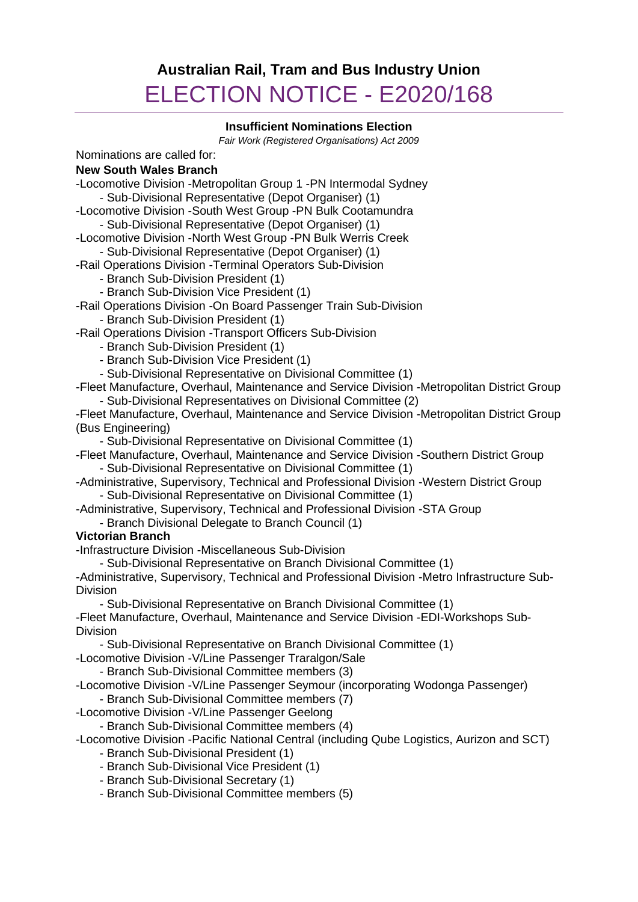# Australian Rail, Tram and Bus Industry Union

# ELECTION NOTICE - E2020/168

**Insufficient Nominations Election**

*Fair Work (Registered Organisations) Act 2009*

Nominations are called for:

**New South Wales Branch**

-Locomotive Division -Metropolitan Group 1 -PN Intermodal Sydney
- Sub-Divisional Representative (Depot Organiser) (1)

-Locomotive Division -South West Group -PN Bulk Cootamundra
- Sub-Divisional Representative (Depot Organiser) (1)

-Locomotive Division -North West Group -PN Bulk Werris Creek
- Sub-Divisional Representative (Depot Organiser) (1)

-Rail Operations Division -Terminal Operators Sub-Division
- Branch Sub-Division President (1)
- Branch Sub-Division Vice President (1)

-Rail Operations Division -On Board Passenger Train Sub-Division
- Branch Sub-Division President (1)

-Rail Operations Division -Transport Officers Sub-Division
- Branch Sub-Division President (1)
- Branch Sub-Division Vice President (1)
- Sub-Divisional Representative on Divisional Committee (1)

-Fleet Manufacture, Overhaul, Maintenance and Service Division -Metropolitan District Group
- Sub-Divisional Representatives on Divisional Committee (2)

-Fleet Manufacture, Overhaul, Maintenance and Service Division -Metropolitan District Group (Bus Engineering)
- Sub-Divisional Representative on Divisional Committee (1)

-Fleet Manufacture, Overhaul, Maintenance and Service Division -Southern District Group
- Sub-Divisional Representative on Divisional Committee (1)

-Administrative, Supervisory, Technical and Professional Division -Western District Group
- Sub-Divisional Representative on Divisional Committee (1)

-Administrative, Supervisory, Technical and Professional Division -STA Group
- Branch Divisional Delegate to Branch Council (1)

**Victorian Branch**

-Infrastructure Division -Miscellaneous Sub-Division
- Sub-Divisional Representative on Branch Divisional Committee (1)

-Administrative, Supervisory, Technical and Professional Division -Metro Infrastructure Sub-Division
- Sub-Divisional Representative on Branch Divisional Committee (1)

-Fleet Manufacture, Overhaul, Maintenance and Service Division -EDI-Workshops Sub-Division
- Sub-Divisional Representative on Branch Divisional Committee (1)

-Locomotive Division -V/Line Passenger Traralgon/Sale
- Branch Sub-Divisional Committee members (3)

-Locomotive Division -V/Line Passenger Seymour (incorporating Wodonga Passenger)
- Branch Sub-Divisional Committee members (7)

-Locomotive Division -V/Line Passenger Geelong
- Branch Sub-Divisional Committee members (4)

-Locomotive Division -Pacific National Central (including Qube Logistics, Aurizon and SCT)
- Branch Sub-Divisional President (1)
- Branch Sub-Divisional Vice President (1)
- Branch Sub-Divisional Secretary (1)
- Branch Sub-Divisional Committee members (5)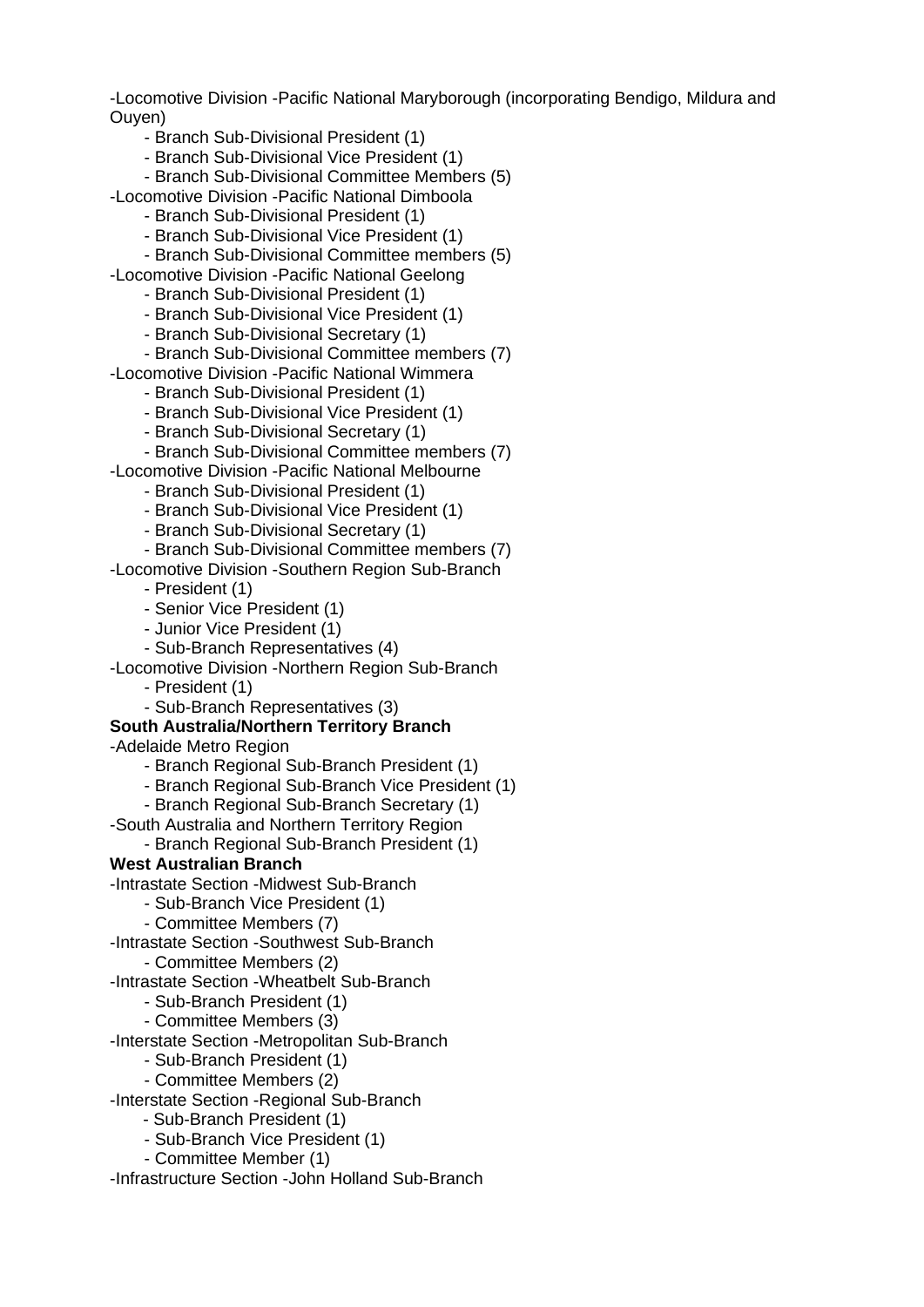-Locomotive Division -Pacific National Maryborough (incorporating Bendigo, Mildura and Ouyen)

- Branch Sub-Divisional President (1)
- Branch Sub-Divisional Vice President (1)
- Branch Sub-Divisional Committee Members (5)

-Locomotive Division -Pacific National Dimboola

- Branch Sub-Divisional President (1)
- Branch Sub-Divisional Vice President (1)
- Branch Sub-Divisional Committee members (5)

-Locomotive Division -Pacific National Geelong

- Branch Sub-Divisional President (1)
- Branch Sub-Divisional Vice President (1)
- Branch Sub-Divisional Secretary (1)
- Branch Sub-Divisional Committee members (7)

-Locomotive Division -Pacific National Wimmera

- Branch Sub-Divisional President (1)
- Branch Sub-Divisional Vice President (1)
- Branch Sub-Divisional Secretary (1)
- Branch Sub-Divisional Committee members (7)

-Locomotive Division -Pacific National Melbourne

- Branch Sub-Divisional President (1)
- Branch Sub-Divisional Vice President (1)
- Branch Sub-Divisional Secretary (1)
- Branch Sub-Divisional Committee members (7)

-Locomotive Division -Southern Region Sub-Branch

- President (1)
- Senior Vice President (1)
- Junior Vice President (1)
- Sub-Branch Representatives (4)

-Locomotive Division -Northern Region Sub-Branch

- President (1)
- Sub-Branch Representatives (3)

**South Australia/Northern Territory Branch**

-Adelaide Metro Region

- Branch Regional Sub-Branch President (1)
- Branch Regional Sub-Branch Vice President (1)
- Branch Regional Sub-Branch Secretary (1)

-South Australia and Northern Territory Region

- Branch Regional Sub-Branch President (1)

**West Australian Branch**

-Intrastate Section -Midwest Sub-Branch

- Sub-Branch Vice President (1)
- Committee Members (7)

-Intrastate Section -Southwest Sub-Branch

- Committee Members (2)

-Intrastate Section -Wheatbelt Sub-Branch

- Sub-Branch President (1)
- Committee Members (3)

-Interstate Section -Metropolitan Sub-Branch

- Sub-Branch President (1)
- Committee Members (2)

-Interstate Section -Regional Sub-Branch

- Sub-Branch President (1)
- Sub-Branch Vice President (1)
- Committee Member (1)

-Infrastructure Section -John Holland Sub-Branch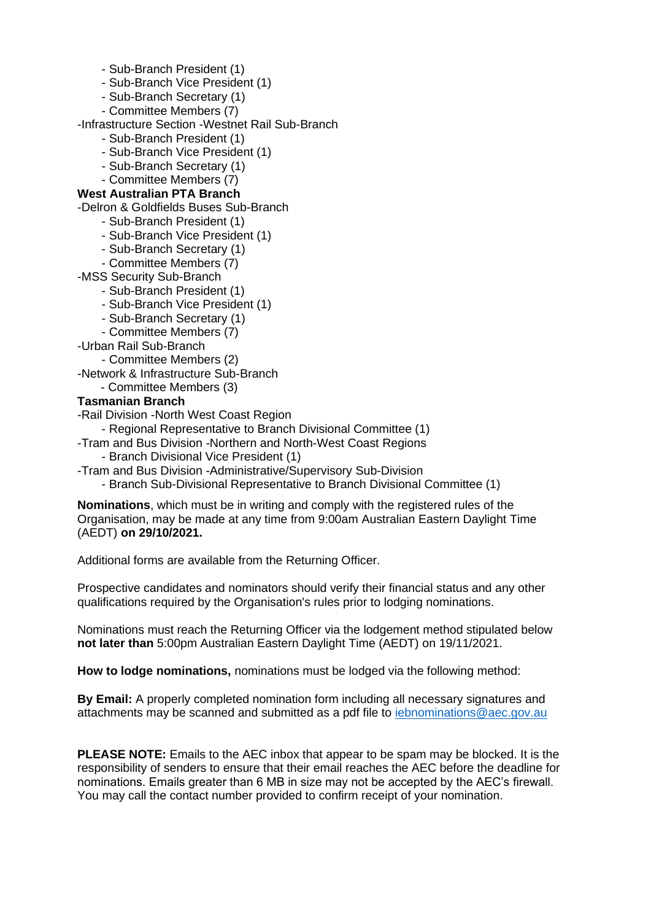- Sub-Branch President (1)
- Sub-Branch Vice President (1)
- Sub-Branch Secretary (1)
- Committee Members (7)

-Infrastructure Section -Westnet Rail Sub-Branch

- Sub-Branch President (1)
- Sub-Branch Vice President (1)
- Sub-Branch Secretary (1)
- Committee Members (7)

**West Australian PTA Branch**

-Delron & Goldfields Buses Sub-Branch

- Sub-Branch President (1)
- Sub-Branch Vice President (1)
- Sub-Branch Secretary (1)
- Committee Members (7)

-MSS Security Sub-Branch

- Sub-Branch President (1)
- Sub-Branch Vice President (1)
- Sub-Branch Secretary (1)
- Committee Members (7)

-Urban Rail Sub-Branch

- Committee Members (2)

-Network & Infrastructure Sub-Branch

- Committee Members (3)

**Tasmanian Branch**

-Rail Division -North West Coast Region

- Regional Representative to Branch Divisional Committee (1)

-Tram and Bus Division -Northern and North-West Coast Regions

- Branch Divisional Vice President (1)

-Tram and Bus Division -Administrative/Supervisory Sub-Division

- Branch Sub-Divisional Representative to Branch Divisional Committee (1)

**Nominations**, which must be in writing and comply with the registered rules of the Organisation, may be made at any time from 9:00am Australian Eastern Daylight Time (AEDT) **on 29/10/2021.**

Additional forms are available from the Returning Officer.

Prospective candidates and nominators should verify their financial status and any other qualifications required by the Organisation's rules prior to lodging nominations.

Nominations must reach the Returning Officer via the lodgement method stipulated below **not later than** 5:00pm Australian Eastern Daylight Time (AEDT) on 19/11/2021.

**How to lodge nominations,** nominations must be lodged via the following method:

**By Email:** A properly completed nomination form including all necessary signatures and attachments may be scanned and submitted as a pdf file to iebnominations@aec.gov.au

**PLEASE NOTE:** Emails to the AEC inbox that appear to be spam may be blocked. It is the responsibility of senders to ensure that their email reaches the AEC before the deadline for nominations. Emails greater than 6 MB in size may not be accepted by the AEC's firewall. You may call the contact number provided to confirm receipt of your nomination.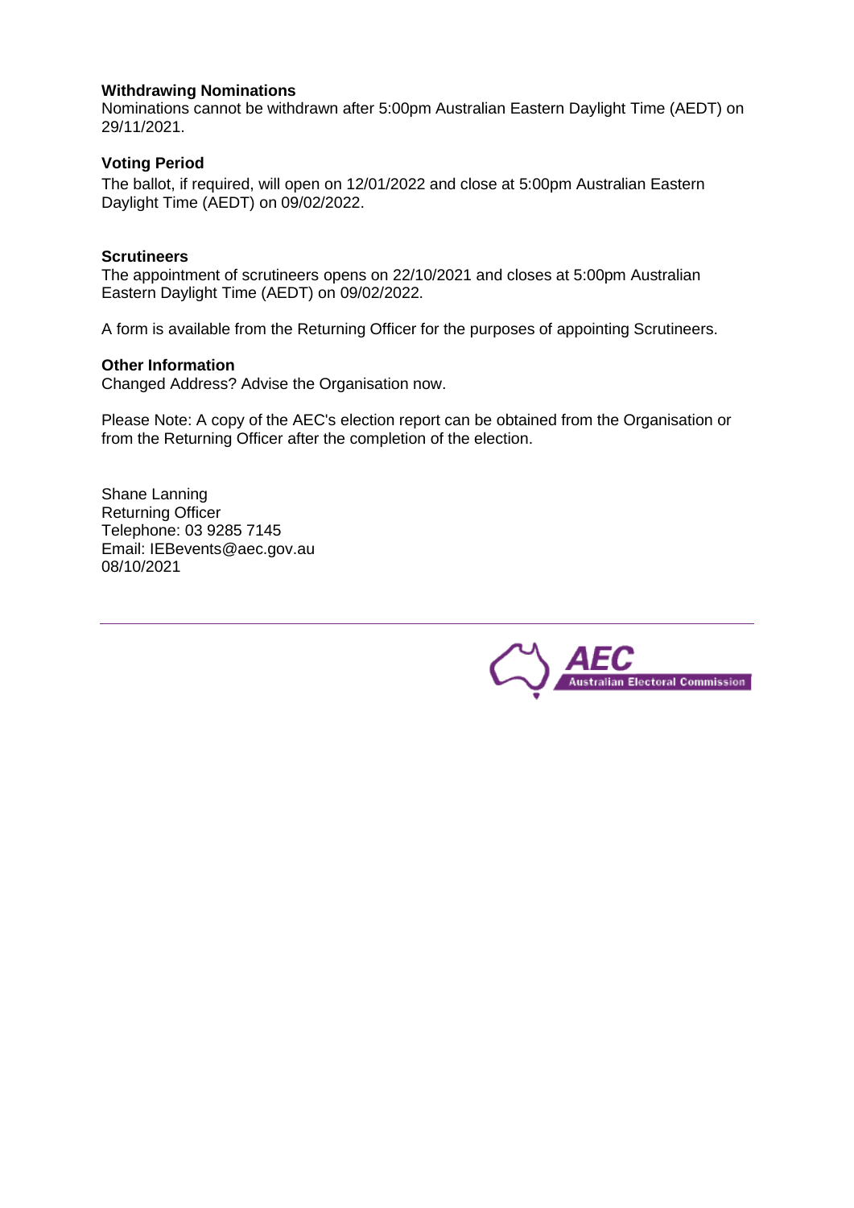**Withdrawing Nominations**
Nominations cannot be withdrawn after 5:00pm Australian Eastern Daylight Time (AEDT) on 29/11/2021.

**Voting Period**
The ballot, if required, will open on 12/01/2022 and close at 5:00pm Australian Eastern Daylight Time (AEDT) on 09/02/2022.

**Scrutineers**
The appointment of scrutineers opens on 22/10/2021 and closes at 5:00pm Australian Eastern Daylight Time (AEDT) on 09/02/2022.

A form is available from the Returning Officer for the purposes of appointing Scrutineers.

**Other Information**
Changed Address? Advise the Organisation now.

Please Note: A copy of the AEC's election report can be obtained from the Organisation or from the Returning Officer after the completion of the election.

Shane Lanning
Returning Officer
Telephone: 03 9285 7145
Email: IEBevents@aec.gov.au
08/10/2021

AEC
Australian Electoral Commission